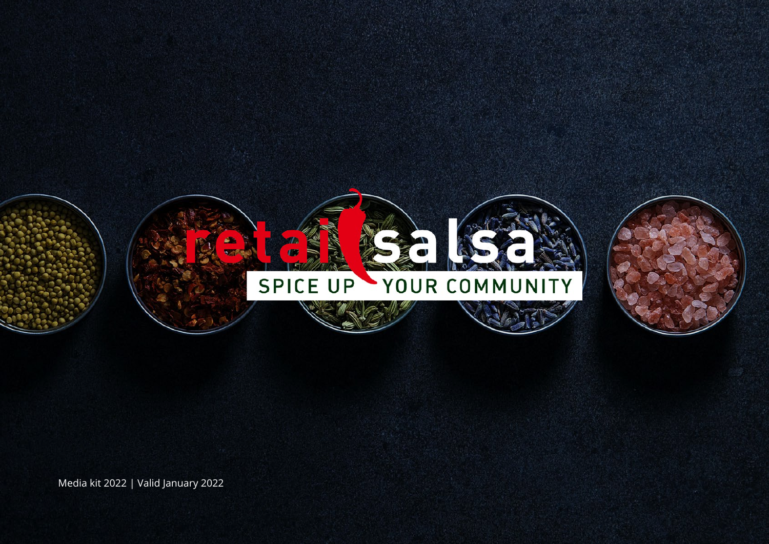# retailsalsa

SPICE UP YOUR COMMUNITY

Media kit 2022 | Valid January 2022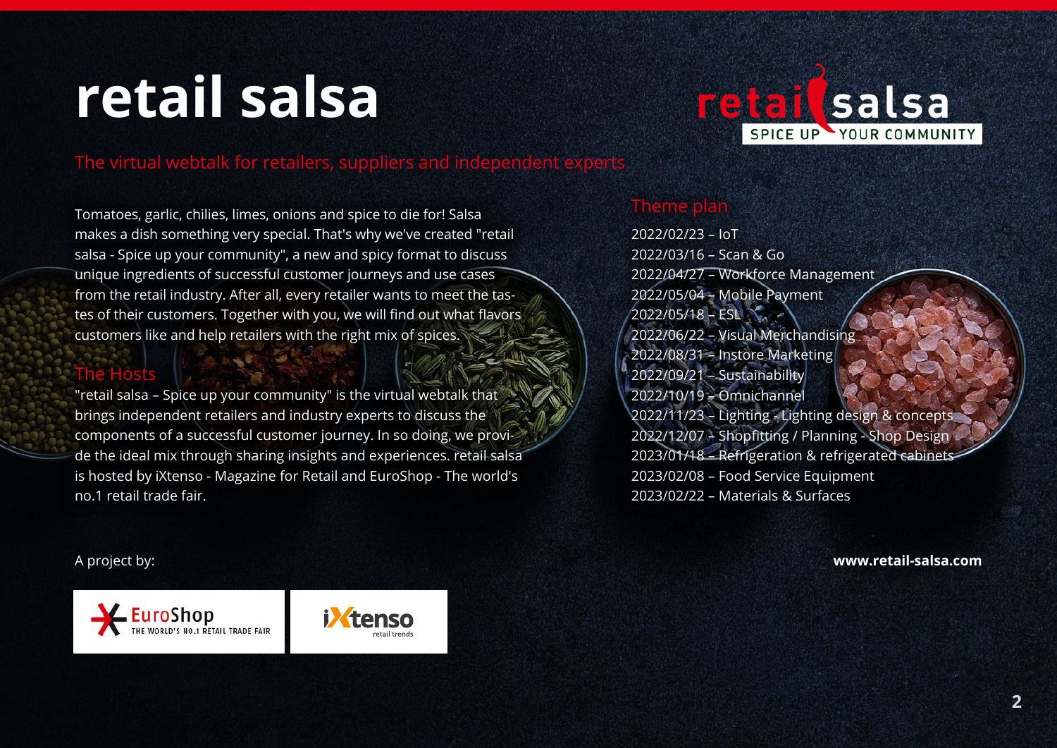# retail salsa

retail salsa
SPICE UP YOUR COMMUNITY

## The virtual webtalk for retailers, suppliers and independent experts

Tomatoes, garlic, chilies, limes, onions and spice to die for! Salsa makes a dish something very special. That's why we've created "retail salsa - Spice up your community", a new and spicy format to discuss unique ingredients of successful customer journeys and use cases from the retail industry. After all, every retailer wants to meet the tastes of their customers. Together with you, we will find out what flavors customers like and help retailers with the right mix of spices.

### The Hosts

"retail salsa – Spice up your community" is the virtual webtalk that brings independent retailers and industry experts to discuss the components of a successful customer journey. In so doing, we provide the ideal mix through sharing insights and experiences. retail salsa is hosted by iXtenso - Magazine for Retail and EuroShop - The world's no.1 retail trade fair.

### Theme plan

2022/02/23 – IoT
2022/03/16 – Scan & Go
2022/04/27 – Workforce Management
2022/05/04 – Mobile Payment
2022/05/18 – ESL
2022/06/22 – Visual Merchandising
2022/08/31 – Instore Marketing
2022/09/21 – Sustainability
2022/10/19 – Omnichannel
2022/11/23 – Lighting - Lighting design & concepts
2022/12/07 – Shopfitting / Planning - Shop Design
2023/01/18 – Refrigeration & refrigerated cabinets
2023/02/08 – Food Service Equipment
2023/02/22 – Materials & Surfaces

A project by:

EuroShop – THE WORLD'S NO.1 RETAIL TRADE FAIR

iXtenso – retail trends

**www.retail-salsa.com**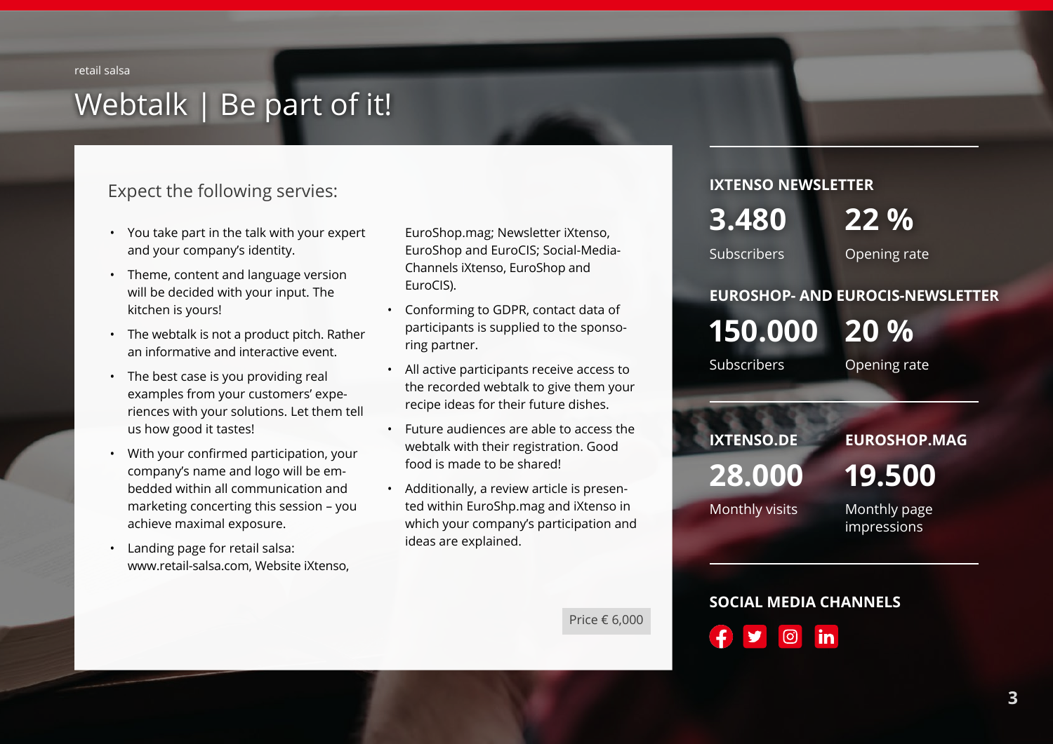retail salsa

# Webtalk | Be part of it!

## Expect the following servies:

- You take part in the talk with your expert and your company's identity.
- Theme, content and language version will be decided with your input. The kitchen is yours!
- The webtalk is not a product pitch. Rather an informative and interactive event.
- The best case is you providing real examples from your customers' experiences with your solutions. Let them tell us how good it tastes!
- With your confirmed participation, your company's name and logo will be embedded within all communication and marketing concerning this session – you achieve maximal exposure.
- Landing page for retail salsa: www.retail-salsa.com, Website iXtenso, EuroShop.mag; Newsletter iXtenso, EuroShop and EuroCIS; Social-Media-Channels iXtenso, EuroShop and EuroCIS).
- Conforming to GDPR, contact data of participants is supplied to the sponsoring partner.
- All active participants receive access to the recorded webtalk to give them your recipe ideas for their future dishes.
- Future audiences are able to access the webtalk with their registration. Good food is made to be shared!
- Additionally, a review article is presented within EuroShp.mag and iXtenso in which your company's participation and ideas are explained.

Price € 6,000

### IXTENSO NEWSLETTER

**3.480** Subscribers

**22 %** Opening rate

### EUROSHOP- AND EUROCIS-NEWSLETTER

**150.000** Subscribers

**20 %** Opening rate

### IXTENSO.DE

**28.000** Monthly visits

### EUROSHOP.MAG

**19.500** Monthly page impressions

### SOCIAL MEDIA CHANNELS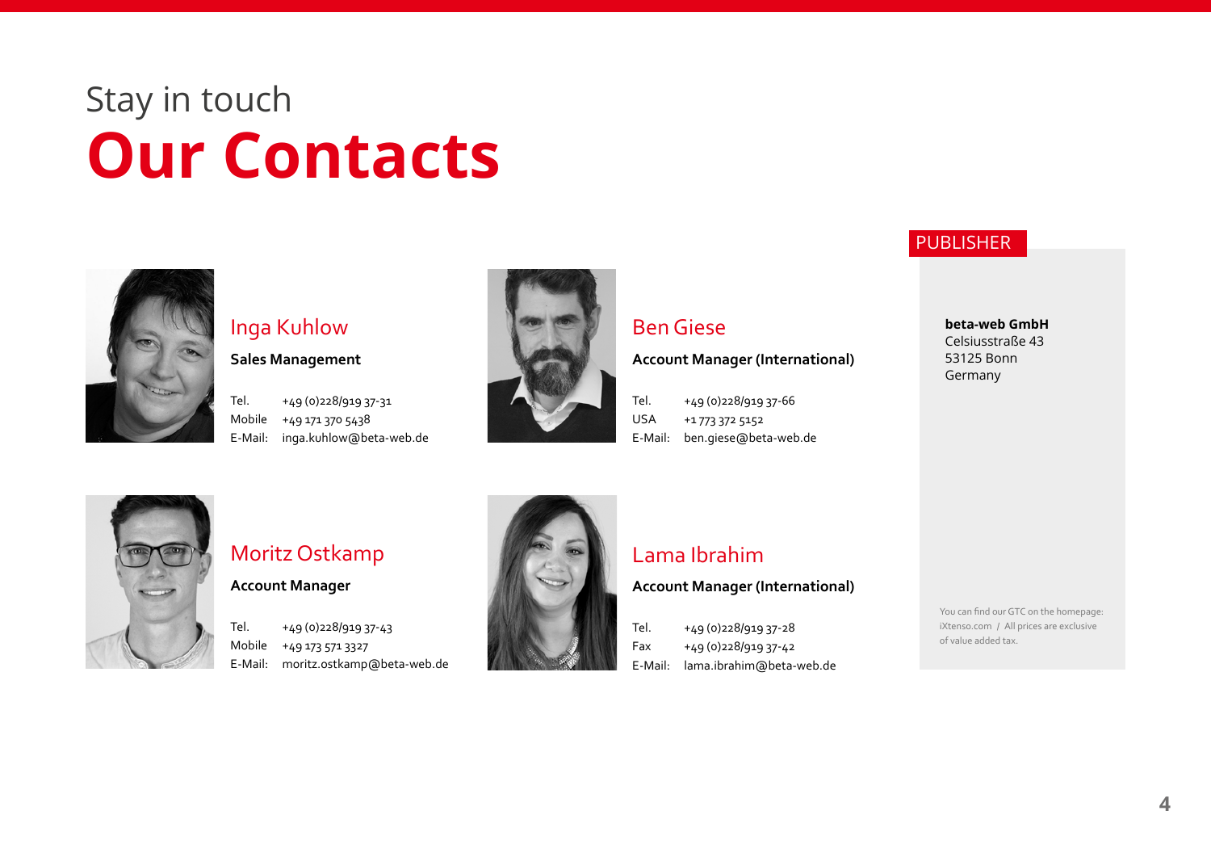Stay in touch

# Our Contacts

## Inga Kuhlow

**Sales Management**

Tel. +49 (0)228/919 37-31
Mobile +49 171 370 5438
E-Mail: inga.kuhlow@beta-web.de

## Ben Giese

**Account Manager (International)**

Tel. +49 (0)228/919 37-66
USA +1 773 372 5152
E-Mail: ben.giese@beta-web.de

## Moritz Ostkamp

**Account Manager**

Tel. +49 (0)228/919 37-43
Mobile +49 173 571 3327
E-Mail: moritz.ostkamp@beta-web.de

## Lama Ibrahim

**Account Manager (International)**

Tel. +49 (0)228/919 37-28
Fax +49 (0)228/919 37-42
E-Mail: lama.ibrahim@beta-web.de

## PUBLISHER

**beta-web GmbH**
Celsiusstraße 43
53125 Bonn
Germany

You can find our GTC on the homepage: iXtenso.com / All prices are exclusive of value added tax.